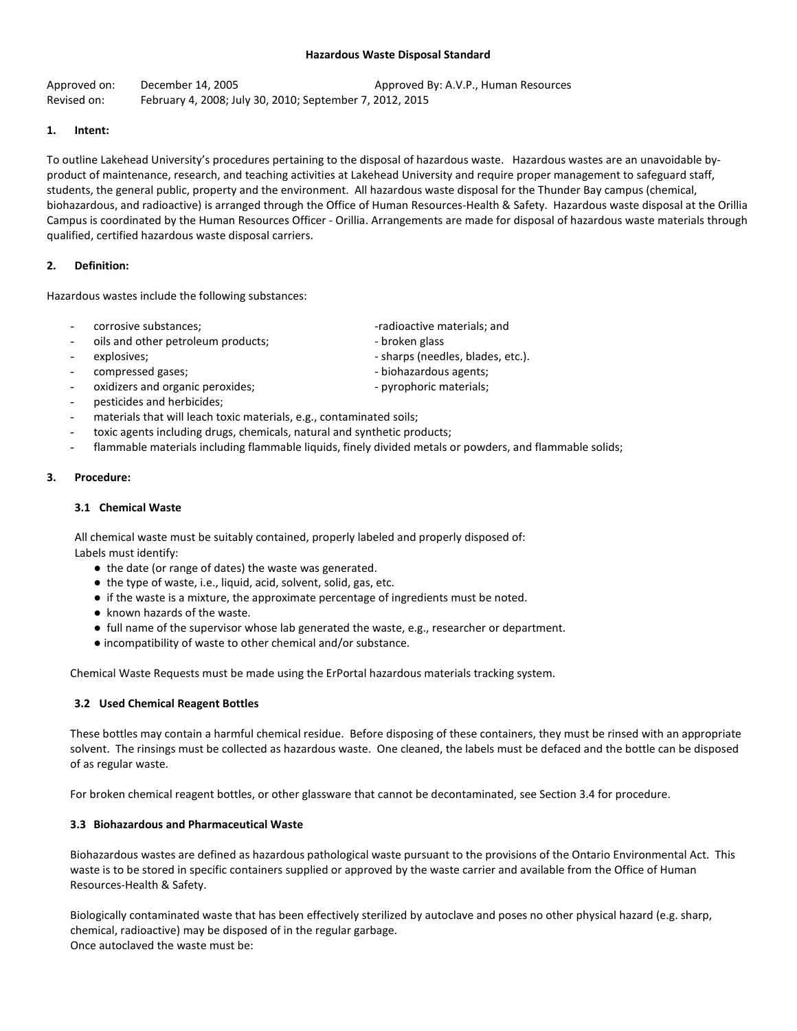# Hazardous Waste Disposal Standard

Approved on: December 14, 2005 Approved By: A.V.P., Human Resources

Revised on: February 4, 2008; July 30, 2010; September 7, 2012, 2015

## 1. Intent:

To outline Lakehead University's procedures pertaining to the disposal of hazardous waste. Hazardous wastes are an unavoidable by-product of maintenance, research, and teaching activities at Lakehead University and require proper management to safeguard staff, students, the general public, property and the environment. All hazardous waste disposal for the Thunder Bay campus (chemical, biohazardous, and radioactive) is arranged through the Office of Human Resources-Health & Safety. Hazardous waste disposal at the Orillia Campus is coordinated by the Human Resources Officer - Orillia. Arrangements are made for disposal of hazardous waste materials through qualified, certified hazardous waste disposal carriers.

## 2. Definition:

Hazardous wastes include the following substances:

- corrosive substances;
- oils and other petroleum products;
- explosives;
- compressed gases;
- oxidizers and organic peroxides;
- radioactive materials; and
- broken glass
- sharps (needles, blades, etc.).
- biohazardous agents;
- pyrophoric materials;
- pesticides and herbicides;
- materials that will leach toxic materials, e.g., contaminated soils;
- toxic agents including drugs, chemicals, natural and synthetic products;
- flammable materials including flammable liquids, finely divided metals or powders, and flammable solids;

## 3. Procedure:

### 3.1 Chemical Waste

All chemical waste must be suitably contained, properly labeled and properly disposed of:
Labels must identify:

- the date (or range of dates) the waste was generated.
- the type of waste, i.e., liquid, acid, solvent, solid, gas, etc.
- if the waste is a mixture, the approximate percentage of ingredients must be noted.
- known hazards of the waste.
- full name of the supervisor whose lab generated the waste, e.g., researcher or department.
- incompatibility of waste to other chemical and/or substance.

Chemical Waste Requests must be made using the ErPortal hazardous materials tracking system.

### 3.2 Used Chemical Reagent Bottles

These bottles may contain a harmful chemical residue. Before disposing of these containers, they must be rinsed with an appropriate solvent. The rinsings must be collected as hazardous waste. One cleaned, the labels must be defaced and the bottle can be disposed of as regular waste.

For broken chemical reagent bottles, or other glassware that cannot be decontaminated, see Section 3.4 for procedure.

### 3.3 Biohazardous and Pharmaceutical Waste

Biohazardous wastes are defined as hazardous pathological waste pursuant to the provisions of the Ontario Environmental Act. This waste is to be stored in specific containers supplied or approved by the waste carrier and available from the Office of Human Resources-Health & Safety.

Biologically contaminated waste that has been effectively sterilized by autoclave and poses no other physical hazard (e.g. sharp, chemical, radioactive) may be disposed of in the regular garbage.
Once autoclaved the waste must be: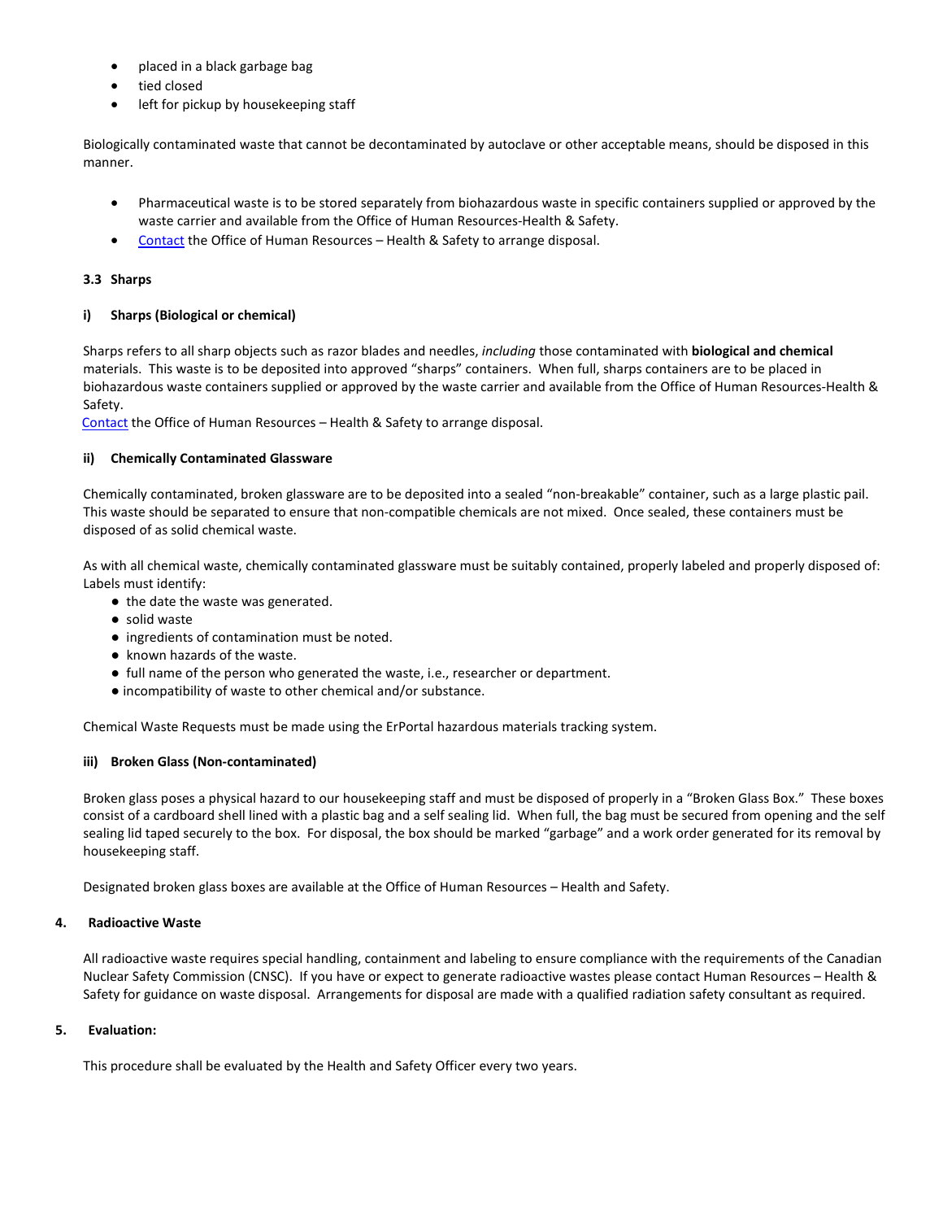- placed in a black garbage bag
- tied closed
- left for pickup by housekeeping staff

Biologically contaminated waste that cannot be decontaminated by autoclave or other acceptable means, should be disposed in this manner.

- Pharmaceutical waste is to be stored separately from biohazardous waste in specific containers supplied or approved by the waste carrier and available from the Office of Human Resources-Health & Safety.
- Contact the Office of Human Resources – Health & Safety to arrange disposal.

### 3.3 Sharps

#### i) Sharps (Biological or chemical)

Sharps refers to all sharp objects such as razor blades and needles, *including* those contaminated with **biological and chemical** materials. This waste is to be deposited into approved "sharps" containers. When full, sharps containers are to be placed in biohazardous waste containers supplied or approved by the waste carrier and available from the Office of Human Resources-Health & Safety.
Contact the Office of Human Resources – Health & Safety to arrange disposal.

#### ii) Chemically Contaminated Glassware

Chemically contaminated, broken glassware are to be deposited into a sealed "non-breakable" container, such as a large plastic pail. This waste should be separated to ensure that non-compatible chemicals are not mixed. Once sealed, these containers must be disposed of as solid chemical waste.

As with all chemical waste, chemically contaminated glassware must be suitably contained, properly labeled and properly disposed of: Labels must identify:

- the date the waste was generated.
- solid waste
- ingredients of contamination must be noted.
- known hazards of the waste.
- full name of the person who generated the waste, i.e., researcher or department.
- incompatibility of waste to other chemical and/or substance.

Chemical Waste Requests must be made using the ErPortal hazardous materials tracking system.

#### iii) Broken Glass (Non-contaminated)

Broken glass poses a physical hazard to our housekeeping staff and must be disposed of properly in a "Broken Glass Box." These boxes consist of a cardboard shell lined with a plastic bag and a self sealing lid. When full, the bag must be secured from opening and the self sealing lid taped securely to the box. For disposal, the box should be marked "garbage" and a work order generated for its removal by housekeeping staff.

Designated broken glass boxes are available at the Office of Human Resources – Health and Safety.

## 4. Radioactive Waste

All radioactive waste requires special handling, containment and labeling to ensure compliance with the requirements of the Canadian Nuclear Safety Commission (CNSC). If you have or expect to generate radioactive wastes please contact Human Resources – Health & Safety for guidance on waste disposal. Arrangements for disposal are made with a qualified radiation safety consultant as required.

## 5. Evaluation:

This procedure shall be evaluated by the Health and Safety Officer every two years.